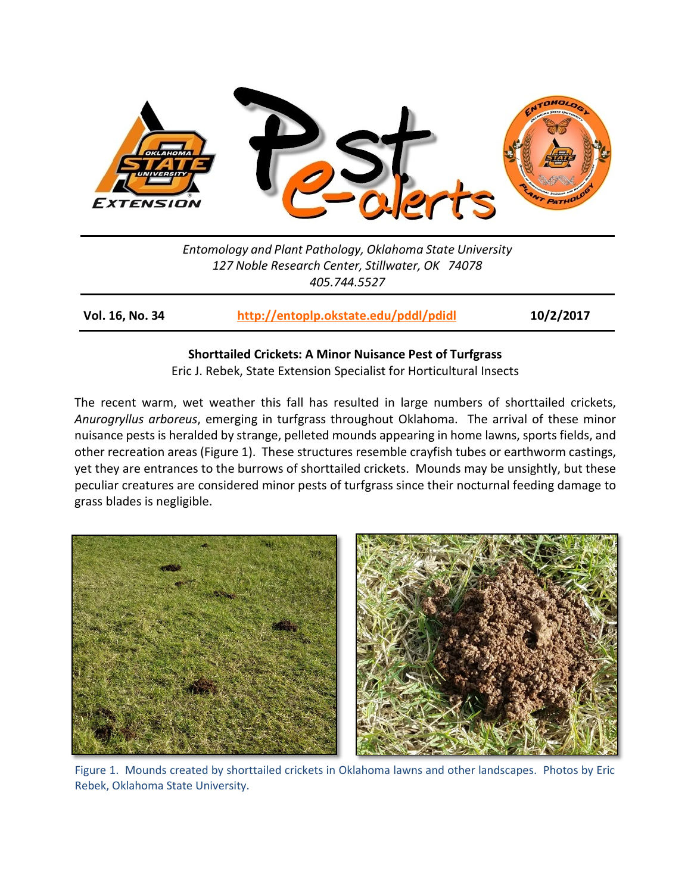Entomology and Plant Pathology, Oklahoma State University
127 Noble Research Center, Stillwater, OK 74078
405.744.5527

**Vol. 16, No. 34** | **http://entoplp.okstate.edu/pddl/pdidl** | **10/2/2017**

## Shorttailed Crickets: A Minor Nuisance Pest of Turfgrass

Eric J. Rebek, State Extension Specialist for Horticultural Insects

The recent warm, wet weather this fall has resulted in large numbers of shorttailed crickets, *Anurogryllus arboreus*, emerging in turfgrass throughout Oklahoma. The arrival of these minor nuisance pests is heralded by strange, pelleted mounds appearing in home lawns, sports fields, and other recreation areas (Figure 1). These structures resemble crayfish tubes or earthworm castings, yet they are entrances to the burrows of shorttailed crickets. Mounds may be unsightly, but these peculiar creatures are considered minor pests of turfgrass since their nocturnal feeding damage to grass blades is negligible.

Figure 1. Mounds created by shorttailed crickets in Oklahoma lawns and other landscapes. Photos by Eric Rebek, Oklahoma State University.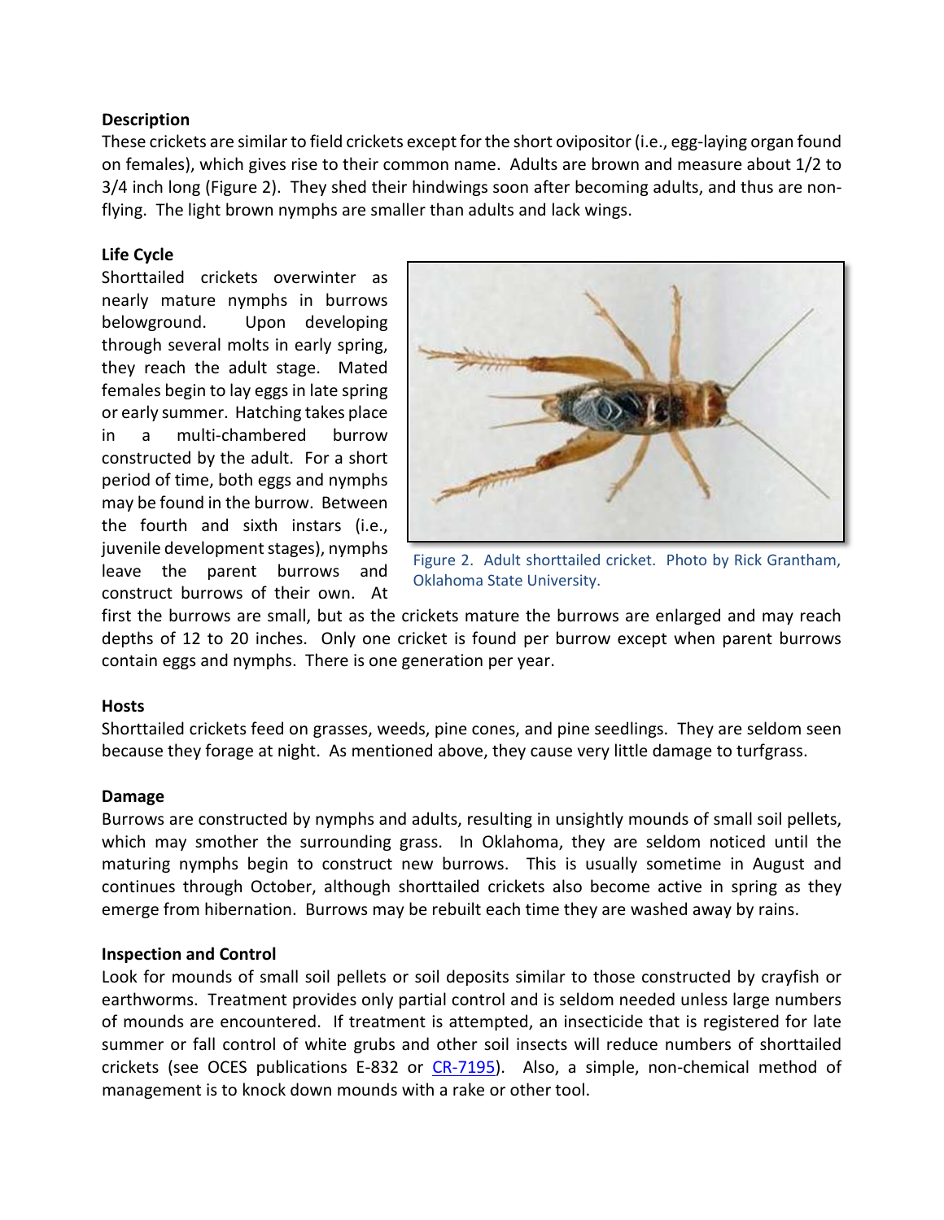## Description

These crickets are similar to field crickets except for the short ovipositor (i.e., egg-laying organ found on females), which gives rise to their common name. Adults are brown and measure about 1/2 to 3/4 inch long (Figure 2). They shed their hindwings soon after becoming adults, and thus are non-flying. The light brown nymphs are smaller than adults and lack wings.

## Life Cycle

Shorttailed crickets overwinter as nearly mature nymphs in burrows belowground. Upon developing through several molts in early spring, they reach the adult stage. Mated females begin to lay eggs in late spring or early summer. Hatching takes place in a multi-chambered burrow constructed by the adult. For a short period of time, both eggs and nymphs may be found in the burrow. Between the fourth and sixth instars (i.e., juvenile development stages), nymphs leave the parent burrows and construct burrows of their own. At first the burrows are small, but as the crickets mature the burrows are enlarged and may reach depths of 12 to 20 inches. Only one cricket is found per burrow except when parent burrows contain eggs and nymphs. There is one generation per year.

Figure 2. Adult shorttailed cricket. Photo by Rick Grantham, Oklahoma State University.

## Hosts

Shorttailed crickets feed on grasses, weeds, pine cones, and pine seedlings. They are seldom seen because they forage at night. As mentioned above, they cause very little damage to turfgrass.

## Damage

Burrows are constructed by nymphs and adults, resulting in unsightly mounds of small soil pellets, which may smother the surrounding grass. In Oklahoma, they are seldom noticed until the maturing nymphs begin to construct new burrows. This is usually sometime in August and continues through October, although shorttailed crickets also become active in spring as they emerge from hibernation. Burrows may be rebuilt each time they are washed away by rains.

## Inspection and Control

Look for mounds of small soil pellets or soil deposits similar to those constructed by crayfish or earthworms. Treatment provides only partial control and is seldom needed unless large numbers of mounds are encountered. If treatment is attempted, an insecticide that is registered for late summer or fall control of white grubs and other soil insects will reduce numbers of shorttailed crickets (see OCES publications E-832 or CR-7195). Also, a simple, non-chemical method of management is to knock down mounds with a rake or other tool.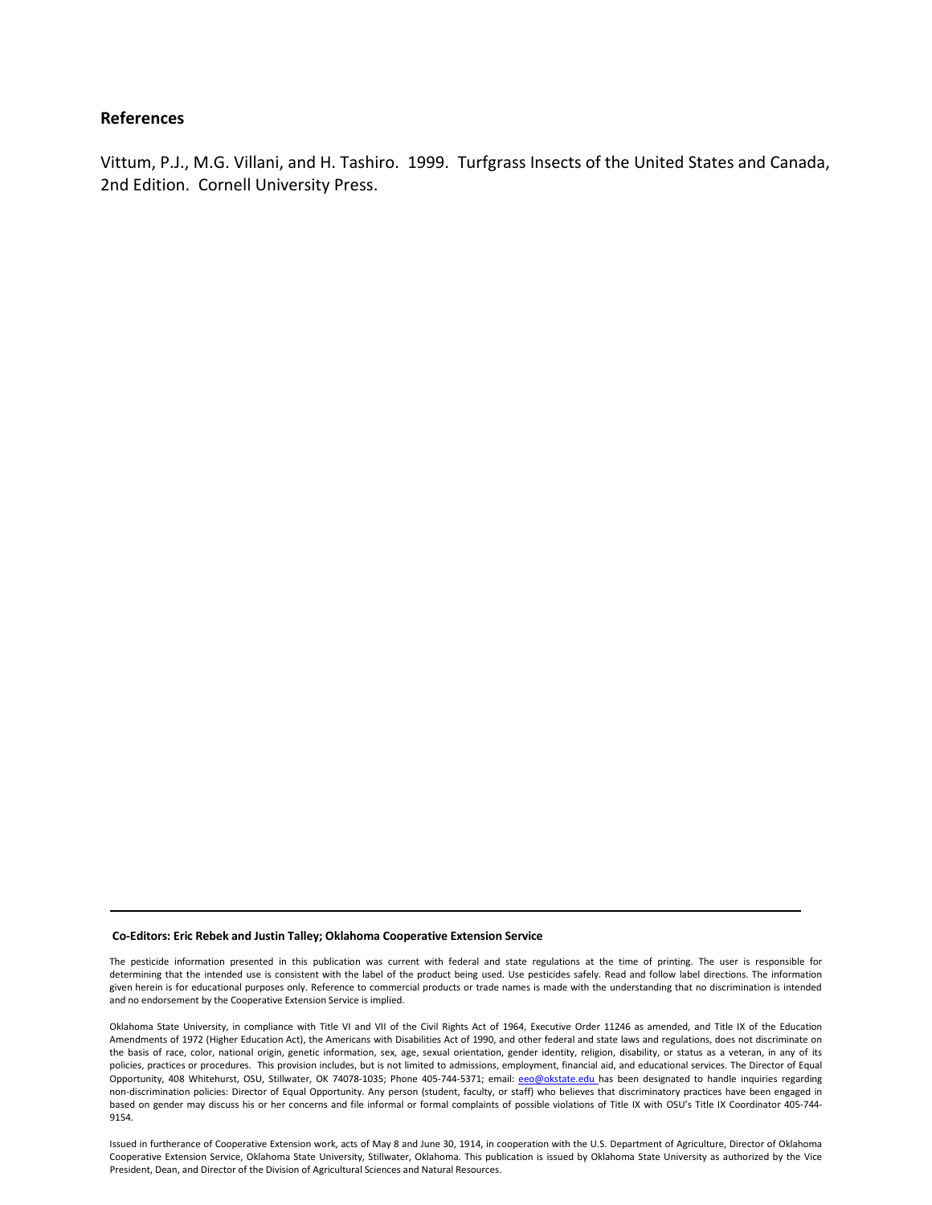## References

Vittum, P.J., M.G. Villani, and H. Tashiro. 1999. Turfgrass Insects of the United States and Canada, 2nd Edition. Cornell University Press.

---

**Co-Editors: Eric Rebek and Justin Talley; Oklahoma Cooperative Extension Service**

The pesticide information presented in this publication was current with federal and state regulations at the time of printing. The user is responsible for determining that the intended use is consistent with the label of the product being used. Use pesticides safely. Read and follow label directions. The information given herein is for educational purposes only. Reference to commercial products or trade names is made with the understanding that no discrimination is intended and no endorsement by the Cooperative Extension Service is implied.

Oklahoma State University, in compliance with Title VI and VII of the Civil Rights Act of 1964, Executive Order 11246 as amended, and Title IX of the Education Amendments of 1972 (Higher Education Act), the Americans with Disabilities Act of 1990, and other federal and state laws and regulations, does not discriminate on the basis of race, color, national origin, genetic information, sex, age, sexual orientation, gender identity, religion, disability, or status as a veteran, in any of its policies, practices or procedures. This provision includes, but is not limited to admissions, employment, financial aid, and educational services. The Director of Equal Opportunity, 408 Whitehurst, OSU, Stillwater, OK 74078-1035; Phone 405-744-5371; email: eeo@okstate.edu has been designated to handle inquiries regarding non-discrimination policies: Director of Equal Opportunity. Any person (student, faculty, or staff) who believes that discriminatory practices have been engaged in based on gender may discuss his or her concerns and file informal or formal complaints of possible violations of Title IX with OSU's Title IX Coordinator 405-744-9154.

Issued in furtherance of Cooperative Extension work, acts of May 8 and June 30, 1914, in cooperation with the U.S. Department of Agriculture, Director of Oklahoma Cooperative Extension Service, Oklahoma State University, Stillwater, Oklahoma. This publication is issued by Oklahoma State University as authorized by the Vice President, Dean, and Director of the Division of Agricultural Sciences and Natural Resources.